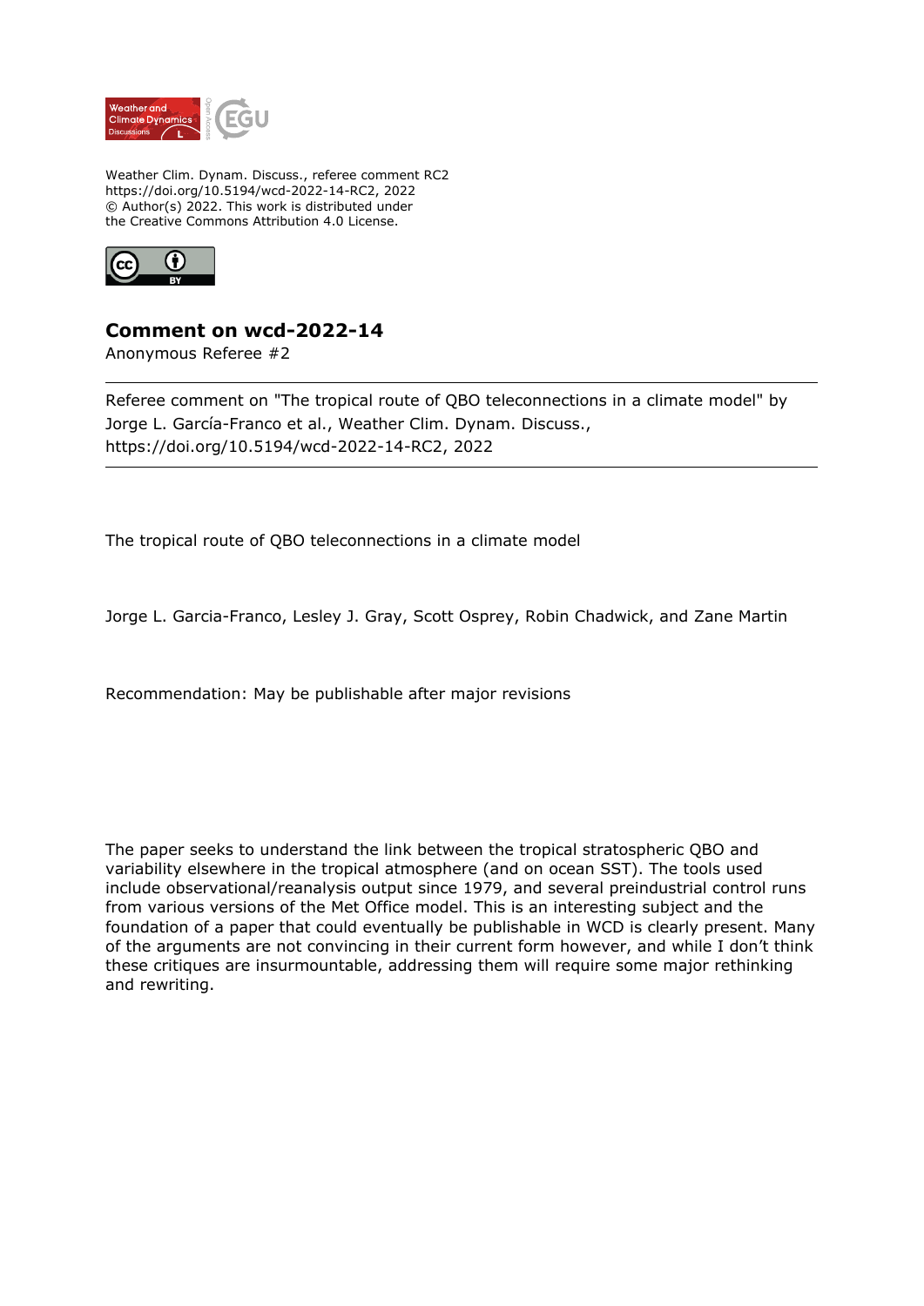Weather Clim. Dynam. Discuss., referee comment RC2
https://doi.org/10.5194/wcd-2022-14-RC2, 2022
© Author(s) 2022. This work is distributed under
the Creative Commons Attribution 4.0 License.

# Comment on wcd-2022-14

Anonymous Referee #2

---

Referee comment on "The tropical route of QBO teleconnections in a climate model" by Jorge L. García-Franco et al., Weather Clim. Dynam. Discuss., https://doi.org/10.5194/wcd-2022-14-RC2, 2022

---

The tropical route of QBO teleconnections in a climate model

Jorge L. Garcia-Franco, Lesley J. Gray, Scott Osprey, Robin Chadwick, and Zane Martin

Recommendation: May be publishable after major revisions

The paper seeks to understand the link between the tropical stratospheric QBO and variability elsewhere in the tropical atmosphere (and on ocean SST). The tools used include observational/reanalysis output since 1979, and several preindustrial control runs from various versions of the Met Office model. This is an interesting subject and the foundation of a paper that could eventually be publishable in WCD is clearly present. Many of the arguments are not convincing in their current form however, and while I don't think these critiques are insurmountable, addressing them will require some major rethinking and rewriting.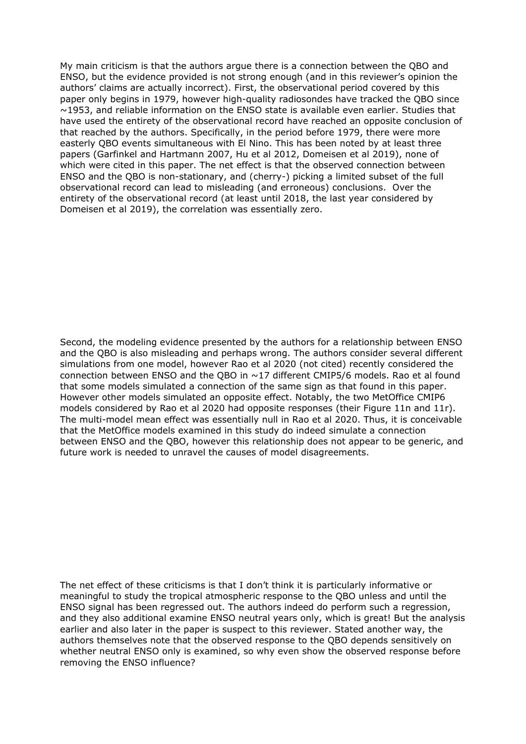My main criticism is that the authors argue there is a connection between the QBO and ENSO, but the evidence provided is not strong enough (and in this reviewer's opinion the authors' claims are actually incorrect). First, the observational period covered by this paper only begins in 1979, however high-quality radiosondes have tracked the QBO since ~1953, and reliable information on the ENSO state is available even earlier. Studies that have used the entirety of the observational record have reached an opposite conclusion of that reached by the authors. Specifically, in the period before 1979, there were more easterly QBO events simultaneous with El Nino. This has been noted by at least three papers (Garfinkel and Hartmann 2007, Hu et al 2012, Domeisen et al 2019), none of which were cited in this paper. The net effect is that the observed connection between ENSO and the QBO is non-stationary, and (cherry-) picking a limited subset of the full observational record can lead to misleading (and erroneous) conclusions. Over the entirety of the observational record (at least until 2018, the last year considered by Domeisen et al 2019), the correlation was essentially zero.

Second, the modeling evidence presented by the authors for a relationship between ENSO and the QBO is also misleading and perhaps wrong. The authors consider several different simulations from one model, however Rao et al 2020 (not cited) recently considered the connection between ENSO and the QBO in ~17 different CMIP5/6 models. Rao et al found that some models simulated a connection of the same sign as that found in this paper. However other models simulated an opposite effect. Notably, the two MetOffice CMIP6 models considered by Rao et al 2020 had opposite responses (their Figure 11n and 11r). The multi-model mean effect was essentially null in Rao et al 2020. Thus, it is conceivable that the MetOffice models examined in this study do indeed simulate a connection between ENSO and the QBO, however this relationship does not appear to be generic, and future work is needed to unravel the causes of model disagreements.

The net effect of these criticisms is that I don't think it is particularly informative or meaningful to study the tropical atmospheric response to the QBO unless and until the ENSO signal has been regressed out. The authors indeed do perform such a regression, and they also additional examine ENSO neutral years only, which is great! But the analysis earlier and also later in the paper is suspect to this reviewer. Stated another way, the authors themselves note that the observed response to the QBO depends sensitively on whether neutral ENSO only is examined, so why even show the observed response before removing the ENSO influence?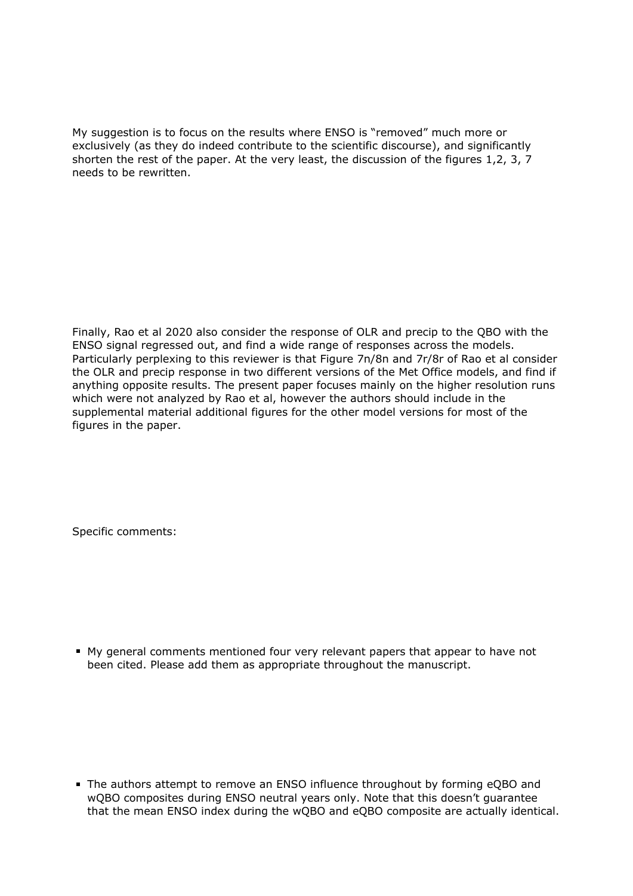My suggestion is to focus on the results where ENSO is "removed" much more or exclusively (as they do indeed contribute to the scientific discourse), and significantly shorten the rest of the paper. At the very least, the discussion of the figures 1,2, 3, 7 needs to be rewritten.

Finally, Rao et al 2020 also consider the response of OLR and precip to the QBO with the ENSO signal regressed out, and find a wide range of responses across the models. Particularly perplexing to this reviewer is that Figure 7n/8n and 7r/8r of Rao et al consider the OLR and precip response in two different versions of the Met Office models, and find if anything opposite results. The present paper focuses mainly on the higher resolution runs which were not analyzed by Rao et al, however the authors should include in the supplemental material additional figures for the other model versions for most of the figures in the paper.

Specific comments:

- My general comments mentioned four very relevant papers that appear to have not been cited. Please add them as appropriate throughout the manuscript.

- The authors attempt to remove an ENSO influence throughout by forming eQBO and wQBO composites during ENSO neutral years only. Note that this doesn't guarantee that the mean ENSO index during the wQBO and eQBO composite are actually identical.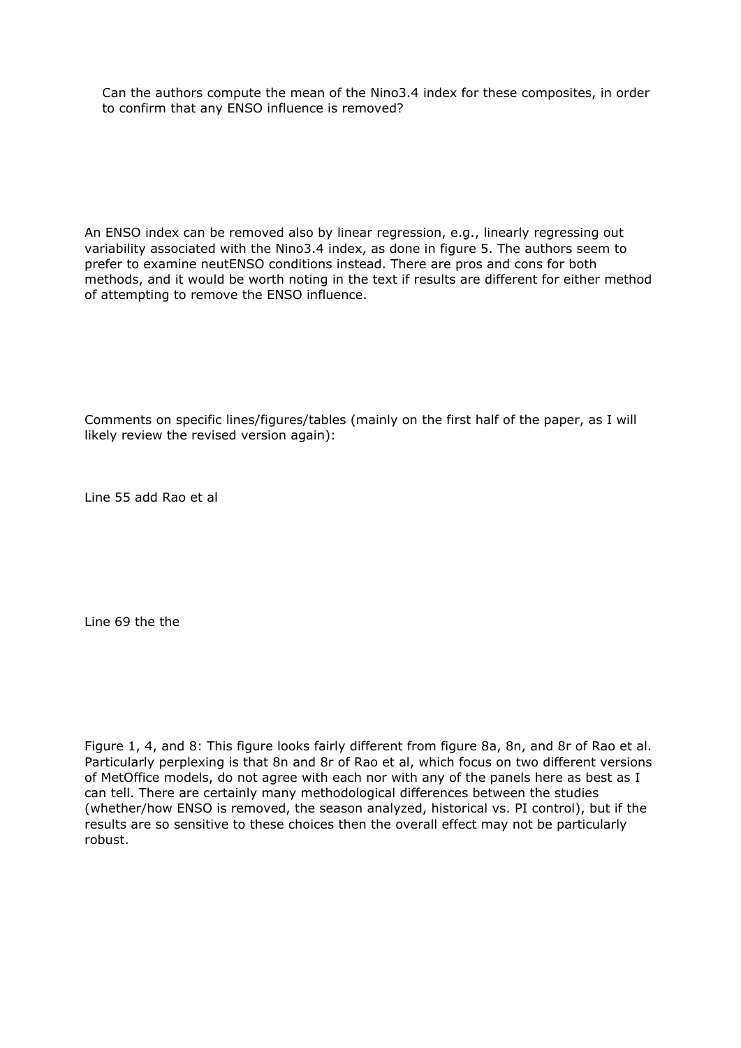Can the authors compute the mean of the Nino3.4 index for these composites, in order to confirm that any ENSO influence is removed?

An ENSO index can be removed also by linear regression, e.g., linearly regressing out variability associated with the Nino3.4 index, as done in figure 5. The authors seem to prefer to examine neutENSO conditions instead. There are pros and cons for both methods, and it would be worth noting in the text if results are different for either method of attempting to remove the ENSO influence.

Comments on specific lines/figures/tables (mainly on the first half of the paper, as I will likely review the revised version again):

Line 55 add Rao et al

Line 69 the the

Figure 1, 4, and 8: This figure looks fairly different from figure 8a, 8n, and 8r of Rao et al. Particularly perplexing is that 8n and 8r of Rao et al, which focus on two different versions of MetOffice models, do not agree with each nor with any of the panels here as best as I can tell. There are certainly many methodological differences between the studies (whether/how ENSO is removed, the season analyzed, historical vs. PI control), but if the results are so sensitive to these choices then the overall effect may not be particularly robust.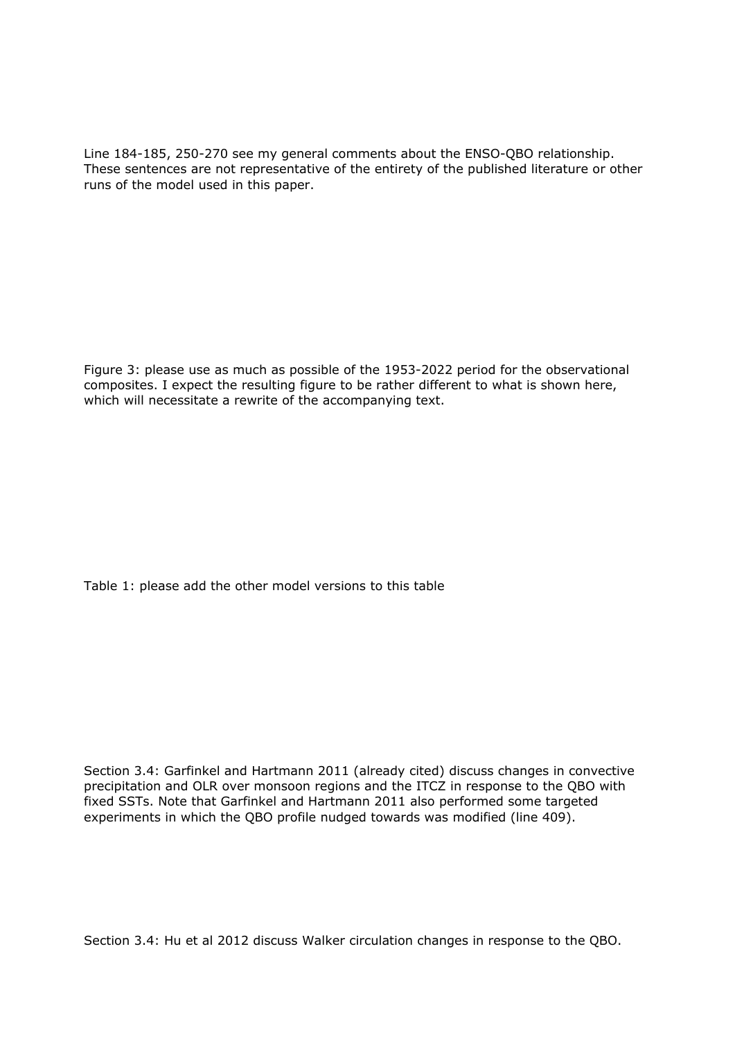Line 184-185, 250-270 see my general comments about the ENSO-QBO relationship. These sentences are not representative of the entirety of the published literature or other runs of the model used in this paper.

Figure 3: please use as much as possible of the 1953-2022 period for the observational composites. I expect the resulting figure to be rather different to what is shown here, which will necessitate a rewrite of the accompanying text.

Table 1: please add the other model versions to this table

Section 3.4: Garfinkel and Hartmann 2011 (already cited) discuss changes in convective precipitation and OLR over monsoon regions and the ITCZ in response to the QBO with fixed SSTs. Note that Garfinkel and Hartmann 2011 also performed some targeted experiments in which the QBO profile nudged towards was modified (line 409).

Section 3.4: Hu et al 2012 discuss Walker circulation changes in response to the QBO.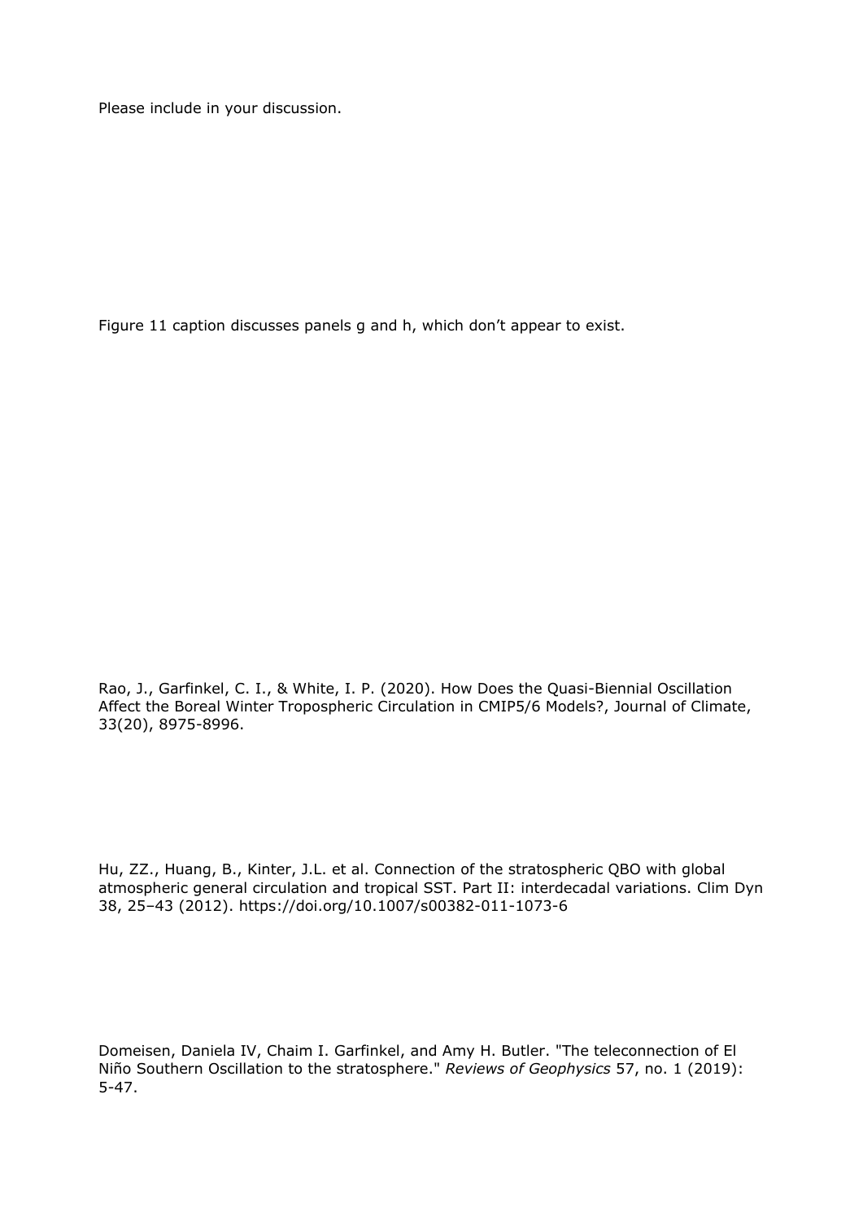Please include in your discussion.

Figure 11 caption discusses panels g and h, which don't appear to exist.

Rao, J., Garfinkel, C. I., & White, I. P. (2020). How Does the Quasi-Biennial Oscillation Affect the Boreal Winter Tropospheric Circulation in CMIP5/6 Models?, Journal of Climate, 33(20), 8975-8996.

Hu, ZZ., Huang, B., Kinter, J.L. et al. Connection of the stratospheric QBO with global atmospheric general circulation and tropical SST. Part II: interdecadal variations. Clim Dyn 38, 25–43 (2012). https://doi.org/10.1007/s00382-011-1073-6

Domeisen, Daniela IV, Chaim I. Garfinkel, and Amy H. Butler. "The teleconnection of El Niño Southern Oscillation to the stratosphere." *Reviews of Geophysics* 57, no. 1 (2019): 5-47.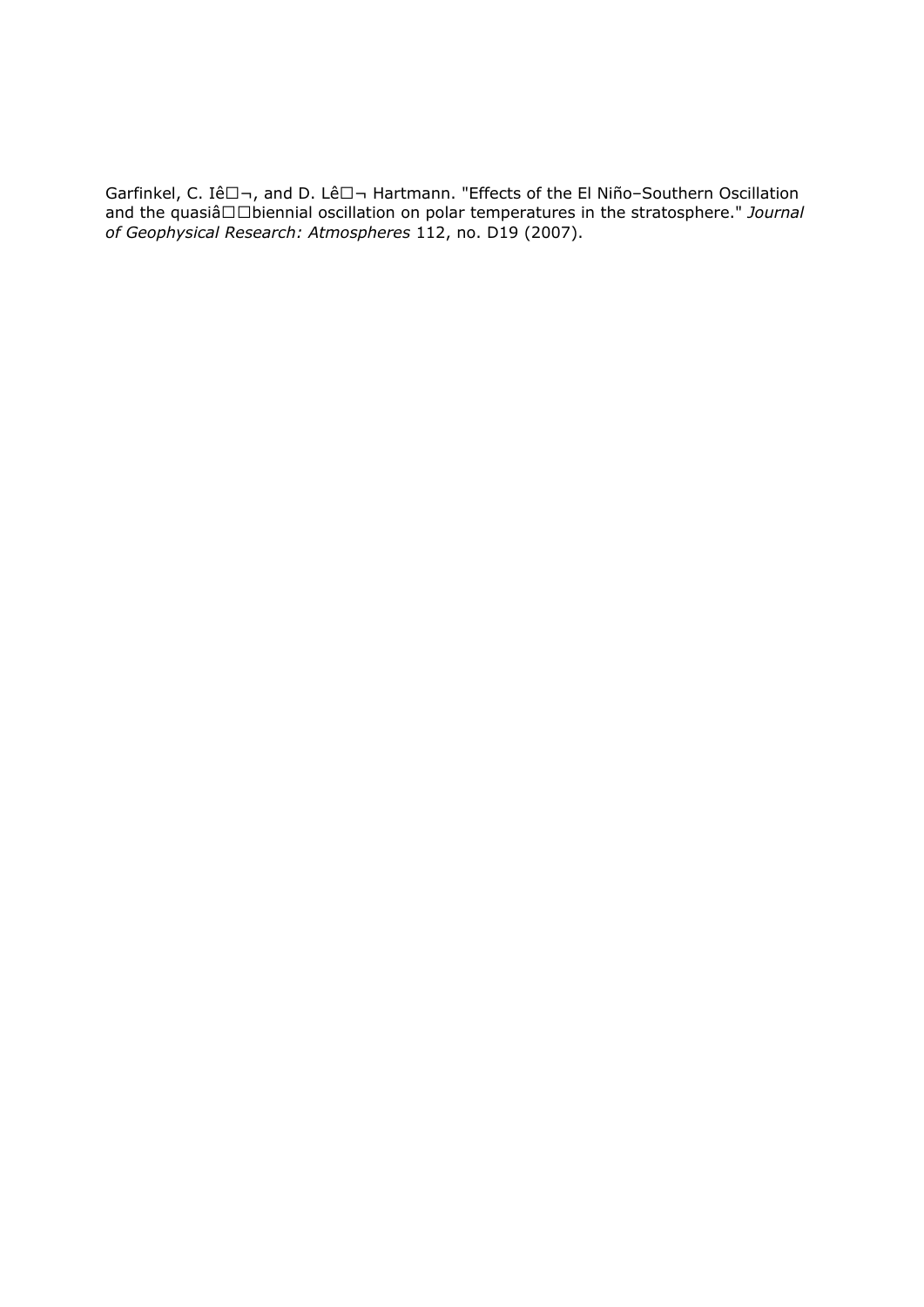Garfinkel, C. Iê□¬, and D. Lê□¬ Hartmann. "Effects of the El Niño–Southern Oscillation and the quasiâ□□biennial oscillation on polar temperatures in the stratosphere." *Journal of Geophysical Research: Atmospheres* 112, no. D19 (2007).